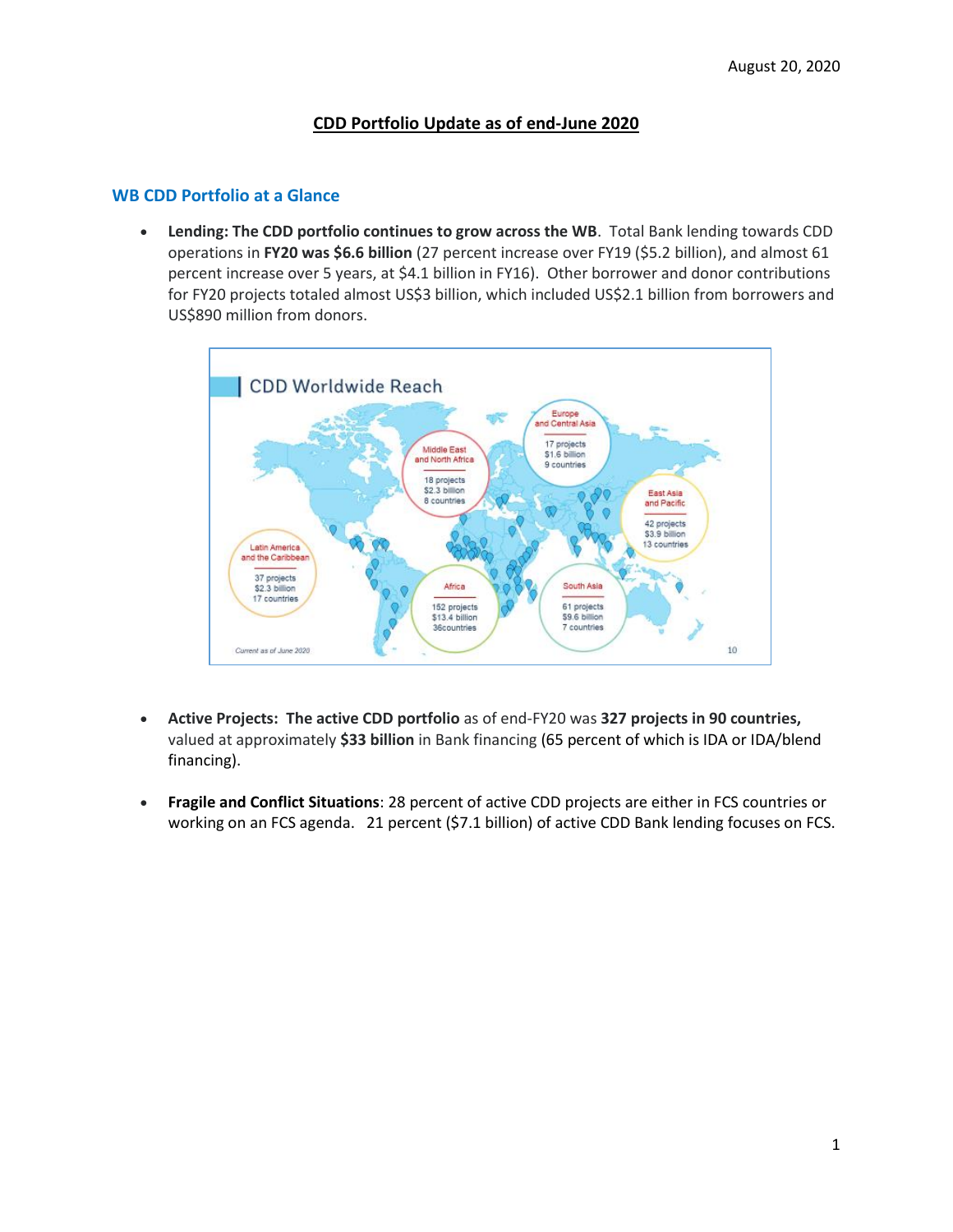August 20, 2020

# CDD Portfolio Update as of end-June 2020

## WB CDD Portfolio at a Glance

- **Lending: The CDD portfolio continues to grow across the WB**. Total Bank lending towards CDD operations in **FY20 was $6.6 billion** (27 percent increase over FY19 ($5.2 billion), and almost 61 percent increase over 5 years, at $4.1 billion in FY16). Other borrower and donor contributions for FY20 projects totaled almost US$3 billion, which included US$2.1 billion from borrowers and US$890 million from donors.

CDD Worldwide Reach

- Middle East and North Africa: 18 projects, $2.3 billion, 8 countries
- Europe and Central Asia: 17 projects, $1.6 billion, 9 countries
- East Asia and Pacific: 42 projects, $3.9 billion, 13 countries
- Latin America and the Caribbean: 37 projects, $2.3 billion, 17 countries
- Africa: 152 projects, $13.4 billion, 36countries
- South Asia: 61 projects, $9.6 billion, 7 countries

*Current as of June 2020*

- **Active Projects: The active CDD portfolio** as of end-FY20 was **327 projects in 90 countries,** valued at approximately **$33 billion** in Bank financing (65 percent of which is IDA or IDA/blend financing).

- **Fragile and Conflict Situations**: 28 percent of active CDD projects are either in FCS countries or working on an FCS agenda. 21 percent ($7.1 billion) of active CDD Bank lending focuses on FCS.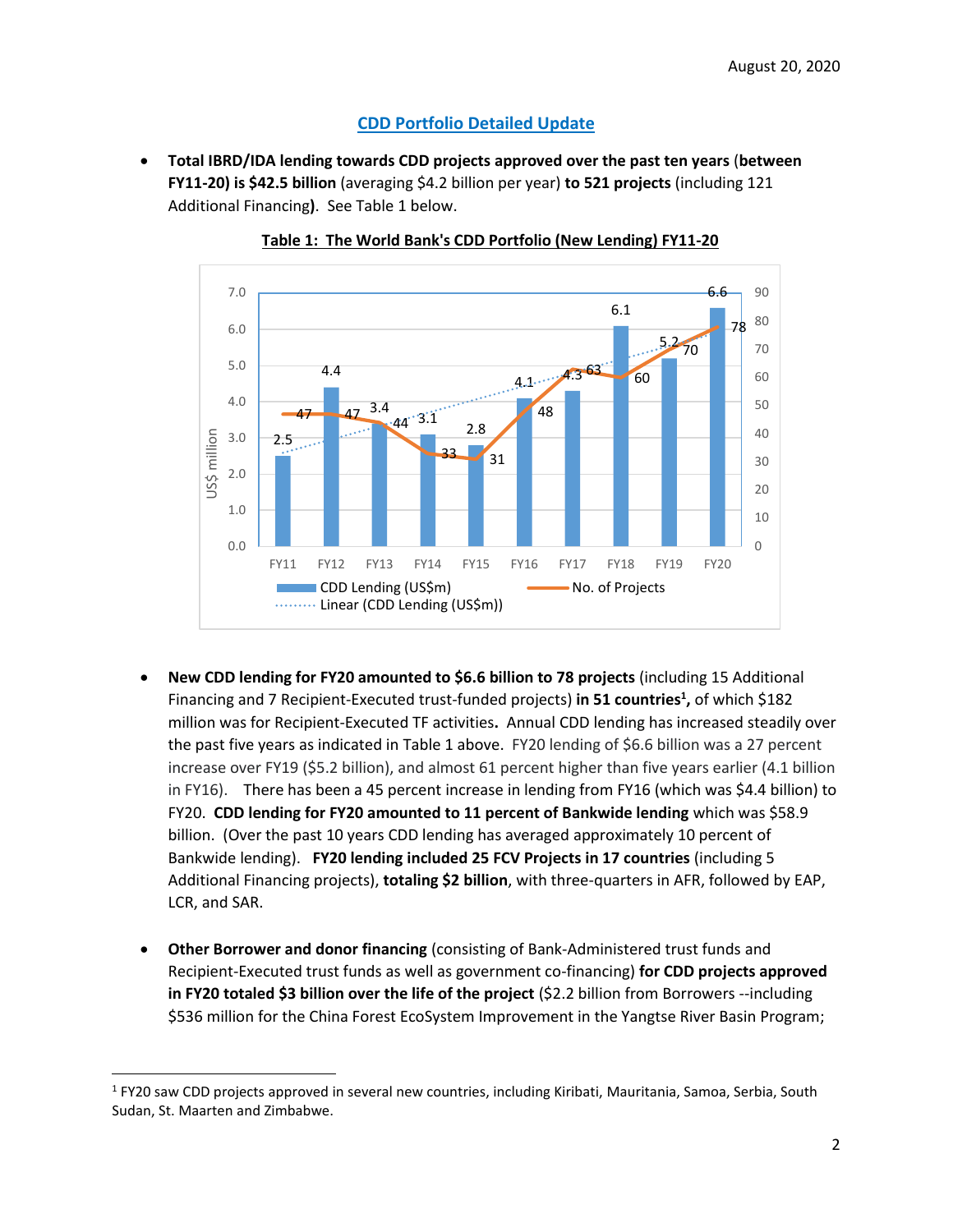## CDD Portfolio Detailed Update

- **Total IBRD/IDA lending towards CDD projects approved over the past ten years** (**between FY11-20) is $42.5 billion** (averaging $4.2 billion per year) **to 521 projects** (including 121 Additional Financing**)**. See Table 1 below.

**Table 1: The World Bank's CDD Portfolio (New Lending) FY11-20**

| | FY11 | FY12 | FY13 | FY14 | FY15 | FY16 | FY17 | FY18 | FY19 | FY20 |
|---|---|---|---|---|---|---|---|---|---|---|
| CDD Lending (US$m) | 2.5 | 4.4 | 3.4 | 3.1 | 2.8 | 4.1 | 4.3 | 6.1 | 5.2 | 6.6 |
| No. of Projects | 47 | 47 | 44 | 33 | 31 | 48 | 63 | 60 | 70 | 78 |

- **New CDD lending for FY20 amounted to $6.6 billion to 78 projects** (including 15 Additional Financing and 7 Recipient-Executed trust-funded projects) **in 51 countries**[1]**,** of which $182 million was for Recipient-Executed TF activities**.** Annual CDD lending has increased steadily over the past five years as indicated in Table 1 above. FY20 lending of $6.6 billion was a 27 percent increase over FY19 ($5.2 billion), and almost 61 percent higher than five years earlier (4.1 billion in FY16). There has been a 45 percent increase in lending from FY16 (which was $4.4 billion) to FY20. **CDD lending for FY20 amounted to 11 percent of Bankwide lending** which was $58.9 billion. (Over the past 10 years CDD lending has averaged approximately 10 percent of Bankwide lending). **FY20 lending included 25 FCV Projects in 17 countries** (including 5 Additional Financing projects), **totaling $2 billion**, with three-quarters in AFR, followed by EAP, LCR, and SAR.

- **Other Borrower and donor financing** (consisting of Bank-Administered trust funds and Recipient-Executed trust funds as well as government co-financing) **for CDD projects approved in FY20 totaled $3 billion over the life of the project** ($2.2 billion from Borrowers --including $536 million for the China Forest EcoSystem Improvement in the Yangtse River Basin Program;

---

[1] FY20 saw CDD projects approved in several new countries, including Kiribati, Mauritania, Samoa, Serbia, South Sudan, St. Maarten and Zimbabwe.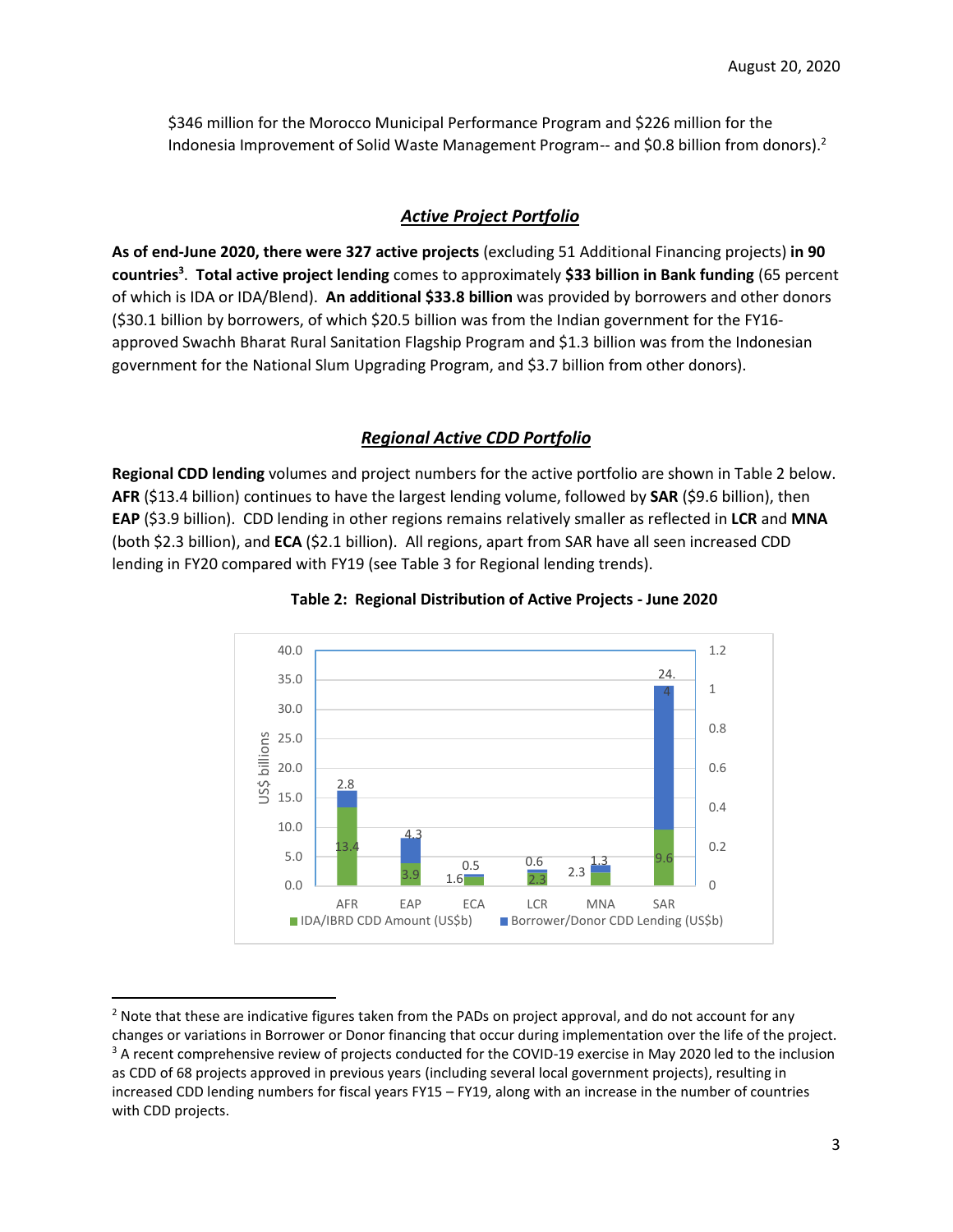$346 million for the Morocco Municipal Performance Program and $226 million for the Indonesia Improvement of Solid Waste Management Program-- and $0.8 billion from donors).[2]

## *Active Project Portfolio*

**As of end-June 2020, there were 327 active projects** (excluding 51 Additional Financing projects) **in 90 countries**[3]. **Total active project lending** comes to approximately **$33 billion in Bank funding** (65 percent of which is IDA or IDA/Blend). **An additional $33.8 billion** was provided by borrowers and other donors ($30.1 billion by borrowers, of which $20.5 billion was from the Indian government for the FY16-approved Swachh Bharat Rural Sanitation Flagship Program and $1.3 billion was from the Indonesian government for the National Slum Upgrading Program, and $3.7 billion from other donors).

## *Regional Active CDD Portfolio*

**Regional CDD lending** volumes and project numbers for the active portfolio are shown in Table 2 below. **AFR** ($13.4 billion) continues to have the largest lending volume, followed by **SAR** ($9.6 billion), then **EAP** ($3.9 billion). CDD lending in other regions remains relatively smaller as reflected in **LCR** and **MNA** (both $2.3 billion), and **ECA** ($2.1 billion). All regions, apart from SAR have all seen increased CDD lending in FY20 compared with FY19 (see Table 3 for Regional lending trends).

**Table 2: Regional Distribution of Active Projects - June 2020**

| Region | IDA/IBRD CDD Amount (US$b) | Borrower/Donor CDD Lending (US$b) |
|---|---|---|
| AFR | 13.4 | 2.8 |
| EAP | 3.9 | 4.3 |
| ECA | 1.6 | 0.5 |
| LCR | 2.3 | 0.6 |
| MNA | 2.3 | 1.3 |
| SAR | 9.6 | 24.4 |

---

[2] Note that these are indicative figures taken from the PADs on project approval, and do not account for any changes or variations in Borrower or Donor financing that occur during implementation over the life of the project.

[3] A recent comprehensive review of projects conducted for the COVID-19 exercise in May 2020 led to the inclusion as CDD of 68 projects approved in previous years (including several local government projects), resulting in increased CDD lending numbers for fiscal years FY15 – FY19, along with an increase in the number of countries with CDD projects.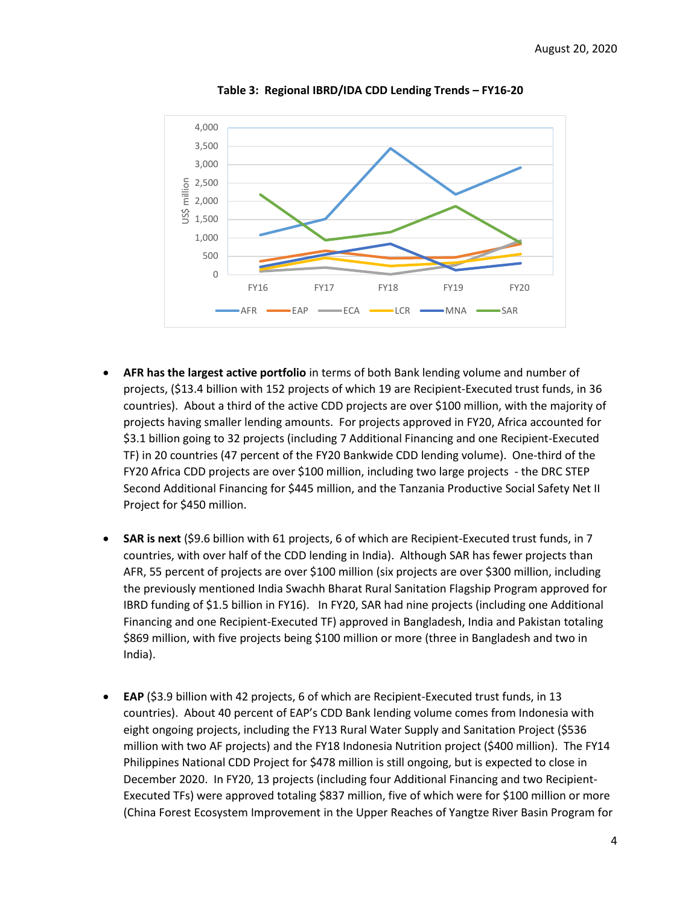**Table 3: Regional IBRD/IDA CDD Lending Trends – FY16-20**

- **AFR has the largest active portfolio** in terms of both Bank lending volume and number of projects, ($13.4 billion with 152 projects of which 19 are Recipient-Executed trust funds, in 36 countries). About a third of the active CDD projects are over $100 million, with the majority of projects having smaller lending amounts. For projects approved in FY20, Africa accounted for $3.1 billion going to 32 projects (including 7 Additional Financing and one Recipient-Executed TF) in 20 countries (47 percent of the FY20 Bankwide CDD lending volume). One-third of the FY20 Africa CDD projects are over $100 million, including two large projects - the DRC STEP Second Additional Financing for $445 million, and the Tanzania Productive Social Safety Net II Project for $450 million.

- **SAR is next** ($9.6 billion with 61 projects, 6 of which are Recipient-Executed trust funds, in 7 countries, with over half of the CDD lending in India). Although SAR has fewer projects than AFR, 55 percent of projects are over $100 million (six projects are over $300 million, including the previously mentioned India Swachh Bharat Rural Sanitation Flagship Program approved for IBRD funding of $1.5 billion in FY16). In FY20, SAR had nine projects (including one Additional Financing and one Recipient-Executed TF) approved in Bangladesh, India and Pakistan totaling $869 million, with five projects being $100 million or more (three in Bangladesh and two in India).

- **EAP** ($3.9 billion with 42 projects, 6 of which are Recipient-Executed trust funds, in 13 countries). About 40 percent of EAP's CDD Bank lending volume comes from Indonesia with eight ongoing projects, including the FY13 Rural Water Supply and Sanitation Project ($536 million with two AF projects) and the FY18 Indonesia Nutrition project ($400 million). The FY14 Philippines National CDD Project for $478 million is still ongoing, but is expected to close in December 2020. In FY20, 13 projects (including four Additional Financing and two Recipient-Executed TFs) were approved totaling $837 million, five of which were for $100 million or more (China Forest Ecosystem Improvement in the Upper Reaches of Yangtze River Basin Program for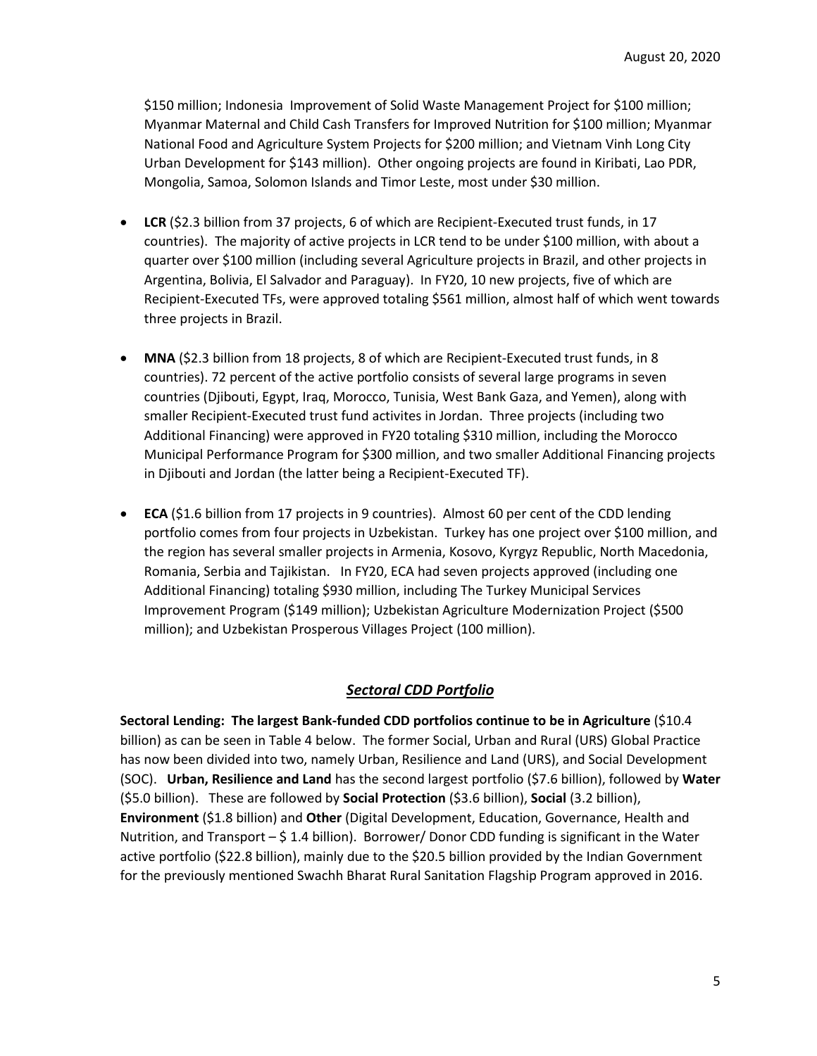$150 million; Indonesia  Improvement of Solid Waste Management Project for $100 million; Myanmar Maternal and Child Cash Transfers for Improved Nutrition for $100 million; Myanmar National Food and Agriculture System Projects for $200 million; and Vietnam Vinh Long City Urban Development for $143 million).  Other ongoing projects are found in Kiribati, Lao PDR, Mongolia, Samoa, Solomon Islands and Timor Leste, most under $30 million.

- **LCR** ($2.3 billion from 37 projects, 6 of which are Recipient-Executed trust funds, in 17 countries).  The majority of active projects in LCR tend to be under $100 million, with about a quarter over $100 million (including several Agriculture projects in Brazil, and other projects in Argentina, Bolivia, El Salvador and Paraguay).  In FY20, 10 new projects, five of which are Recipient-Executed TFs, were approved totaling $561 million, almost half of which went towards three projects in Brazil.

- **MNA** ($2.3 billion from 18 projects, 8 of which are Recipient-Executed trust funds, in 8 countries). 72 percent of the active portfolio consists of several large programs in seven countries (Djibouti, Egypt, Iraq, Morocco, Tunisia, West Bank Gaza, and Yemen), along with smaller Recipient-Executed trust fund activites in Jordan.  Three projects (including two Additional Financing) were approved in FY20 totaling $310 million, including the Morocco Municipal Performance Program for $300 million, and two smaller Additional Financing projects in Djibouti and Jordan (the latter being a Recipient-Executed TF).

- **ECA** ($1.6 billion from 17 projects in 9 countries).  Almost 60 per cent of the CDD lending portfolio comes from four projects in Uzbekistan.  Turkey has one project over $100 million, and the region has several smaller projects in Armenia, Kosovo, Kyrgyz Republic, North Macedonia, Romania, Serbia and Tajikistan.   In FY20, ECA had seven projects approved (including one Additional Financing) totaling $930 million, including The Turkey Municipal Services Improvement Program ($149 million); Uzbekistan Agriculture Modernization Project ($500 million); and Uzbekistan Prosperous Villages Project (100 million).

## ***Sectoral CDD Portfolio***

**Sectoral Lending:  The largest Bank-funded CDD portfolios continue to be in Agriculture** ($10.4 billion) as can be seen in Table 4 below.  The former Social, Urban and Rural (URS) Global Practice has now been divided into two, namely Urban, Resilience and Land (URS), and Social Development (SOC).   **Urban, Resilience and Land** has the second largest portfolio ($7.6 billion), followed by **Water** ($5.0 billion).   These are followed by **Social Protection** ($3.6 billion), **Social** (3.2 billion), **Environment** ($1.8 billion) and **Other** (Digital Development, Education, Governance, Health and Nutrition, and Transport – $ 1.4 billion).  Borrower/ Donor CDD funding is significant in the Water active portfolio ($22.8 billion), mainly due to the $20.5 billion provided by the Indian Government for the previously mentioned Swachh Bharat Rural Sanitation Flagship Program approved in 2016.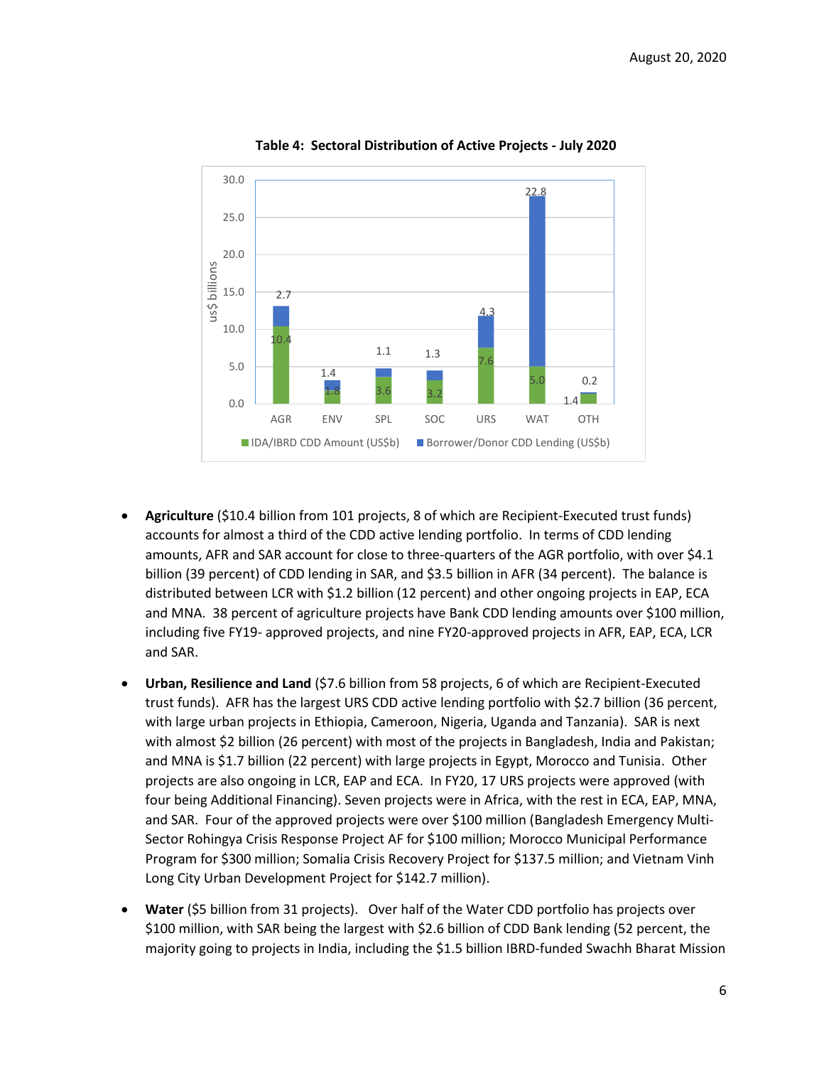**Table 4: Sectoral Distribution of Active Projects - July 2020**

| Sector | IDA/IBRD CDD Amount (US$b) | Borrower/Donor CDD Lending (US$b) |
|---|---|---|
| AGR | 10.4 | 2.7 |
| ENV | 1.8 | 1.4 |
| SPL | 3.6 | 1.1 |
| SOC | 3.2 | 1.3 |
| URS | 7.6 | 4.3 |
| WAT | 5.0 | 22.8 |
| OTH | 1.4 | 0.2 |

- **Agriculture** ($10.4 billion from 101 projects, 8 of which are Recipient-Executed trust funds) accounts for almost a third of the CDD active lending portfolio. In terms of CDD lending amounts, AFR and SAR account for close to three-quarters of the AGR portfolio, with over $4.1 billion (39 percent) of CDD lending in SAR, and $3.5 billion in AFR (34 percent). The balance is distributed between LCR with $1.2 billion (12 percent) and other ongoing projects in EAP, ECA and MNA. 38 percent of agriculture projects have Bank CDD lending amounts over $100 million, including five FY19- approved projects, and nine FY20-approved projects in AFR, EAP, ECA, LCR and SAR.

- **Urban, Resilience and Land** ($7.6 billion from 58 projects, 6 of which are Recipient-Executed trust funds). AFR has the largest URS CDD active lending portfolio with $2.7 billion (36 percent, with large urban projects in Ethiopia, Cameroon, Nigeria, Uganda and Tanzania). SAR is next with almost $2 billion (26 percent) with most of the projects in Bangladesh, India and Pakistan; and MNA is $1.7 billion (22 percent) with large projects in Egypt, Morocco and Tunisia. Other projects are also ongoing in LCR, EAP and ECA. In FY20, 17 URS projects were approved (with four being Additional Financing). Seven projects were in Africa, with the rest in ECA, EAP, MNA, and SAR. Four of the approved projects were over $100 million (Bangladesh Emergency Multi-Sector Rohingya Crisis Response Project AF for $100 million; Morocco Municipal Performance Program for $300 million; Somalia Crisis Recovery Project for $137.5 million; and Vietnam Vinh Long City Urban Development Project for $142.7 million).

- **Water** ($5 billion from 31 projects). Over half of the Water CDD portfolio has projects over $100 million, with SAR being the largest with $2.6 billion of CDD Bank lending (52 percent, the majority going to projects in India, including the $1.5 billion IBRD-funded Swachh Bharat Mission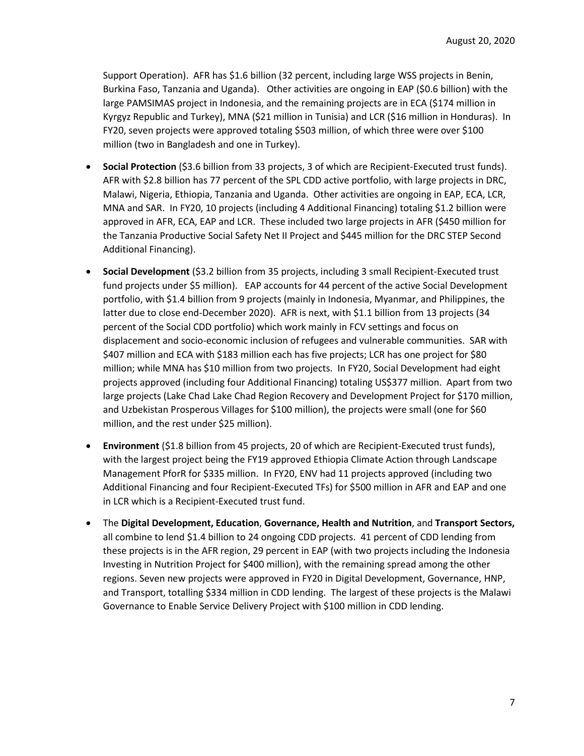Support Operation). AFR has $1.6 billion (32 percent, including large WSS projects in Benin, Burkina Faso, Tanzania and Uganda). Other activities are ongoing in EAP ($0.6 billion) with the large PAMSIMAS project in Indonesia, and the remaining projects are in ECA ($174 million in Kyrgyz Republic and Turkey), MNA ($21 million in Tunisia) and LCR ($16 million in Honduras). In FY20, seven projects were approved totaling $503 million, of which three were over $100 million (two in Bangladesh and one in Turkey).

- **Social Protection** ($3.6 billion from 33 projects, 3 of which are Recipient-Executed trust funds). AFR with $2.8 billion has 77 percent of the SPL CDD active portfolio, with large projects in DRC, Malawi, Nigeria, Ethiopia, Tanzania and Uganda. Other activities are ongoing in EAP, ECA, LCR, MNA and SAR. In FY20, 10 projects (including 4 Additional Financing) totaling $1.2 billion were approved in AFR, ECA, EAP and LCR. These included two large projects in AFR ($450 million for the Tanzania Productive Social Safety Net II Project and $445 million for the DRC STEP Second Additional Financing).
- **Social Development** ($3.2 billion from 35 projects, including 3 small Recipient-Executed trust fund projects under $5 million). EAP accounts for 44 percent of the active Social Development portfolio, with $1.4 billion from 9 projects (mainly in Indonesia, Myanmar, and Philippines, the latter due to close end-December 2020). AFR is next, with $1.1 billion from 13 projects (34 percent of the Social CDD portfolio) which work mainly in FCV settings and focus on displacement and socio-economic inclusion of refugees and vulnerable communities. SAR with $407 million and ECA with $183 million each has five projects; LCR has one project for $80 million; while MNA has $10 million from two projects. In FY20, Social Development had eight projects approved (including four Additional Financing) totaling US$377 million. Apart from two large projects (Lake Chad Lake Chad Region Recovery and Development Project for $170 million, and Uzbekistan Prosperous Villages for $100 million), the projects were small (one for $60 million, and the rest under $25 million).
- **Environment** ($1.8 billion from 45 projects, 20 of which are Recipient-Executed trust funds), with the largest project being the FY19 approved Ethiopia Climate Action through Landscape Management PforR for $335 million. In FY20, ENV had 11 projects approved (including two Additional Financing and four Recipient-Executed TFs) for $500 million in AFR and EAP and one in LCR which is a Recipient-Executed trust fund.
- The **Digital Development, Education**, **Governance, Health and Nutrition**, and **Transport Sectors,** all combine to lend $1.4 billion to 24 ongoing CDD projects. 41 percent of CDD lending from these projects is in the AFR region, 29 percent in EAP (with two projects including the Indonesia Investing in Nutrition Project for $400 million), with the remaining spread among the other regions. Seven new projects were approved in FY20 in Digital Development, Governance, HNP, and Transport, totalling $334 million in CDD lending. The largest of these projects is the Malawi Governance to Enable Service Delivery Project with $100 million in CDD lending.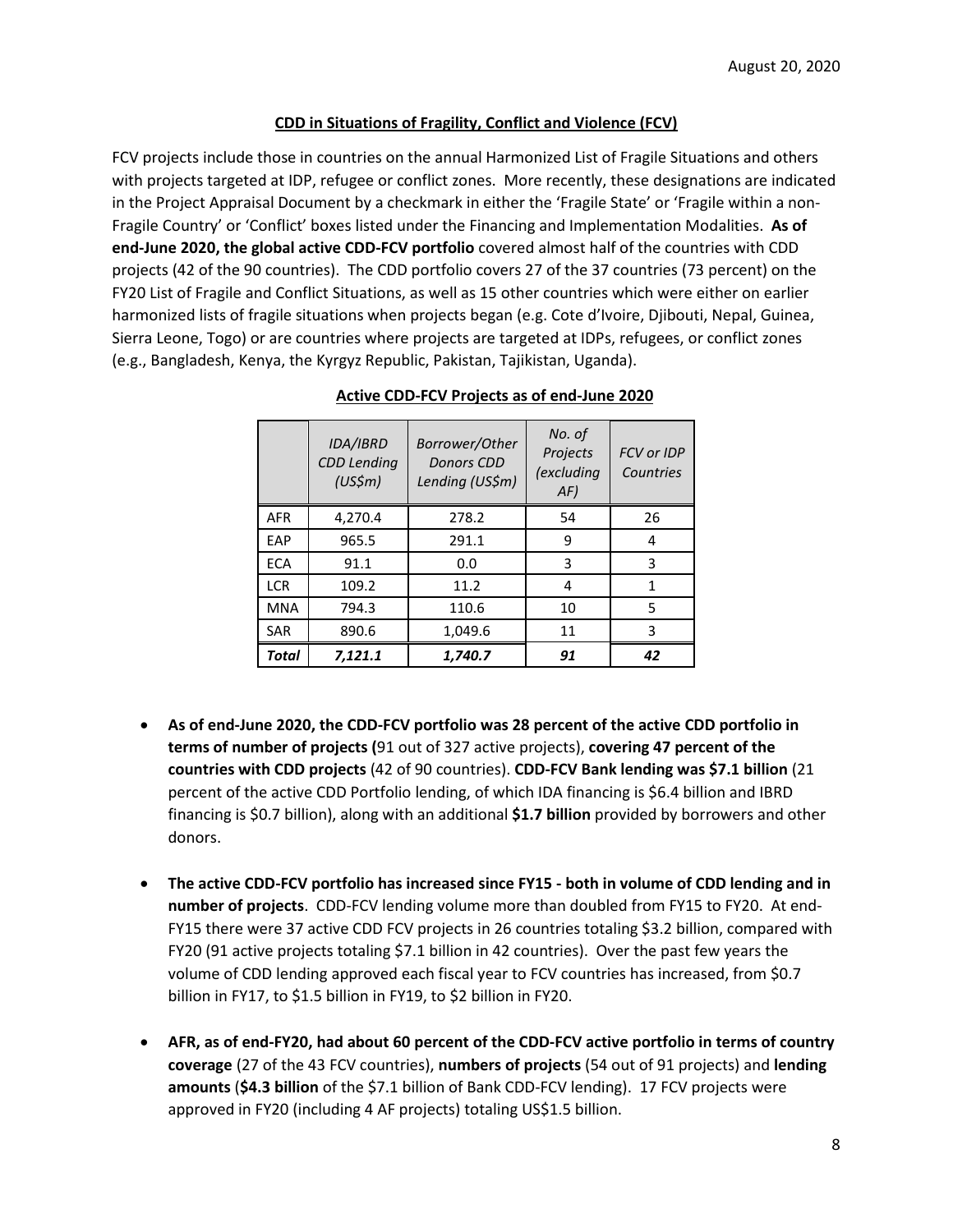August 20, 2020

## CDD in Situations of Fragility, Conflict and Violence (FCV)

FCV projects include those in countries on the annual Harmonized List of Fragile Situations and others with projects targeted at IDP, refugee or conflict zones. More recently, these designations are indicated in the Project Appraisal Document by a checkmark in either the 'Fragile State' or 'Fragile within a non-Fragile Country' or 'Conflict' boxes listed under the Financing and Implementation Modalities. **As of end-June 2020, the global active CDD-FCV portfolio** covered almost half of the countries with CDD projects (42 of the 90 countries). The CDD portfolio covers 27 of the 37 countries (73 percent) on the FY20 List of Fragile and Conflict Situations, as well as 15 other countries which were either on earlier harmonized lists of fragile situations when projects began (e.g. Cote d'Ivoire, Djibouti, Nepal, Guinea, Sierra Leone, Togo) or are countries where projects are targeted at IDPs, refugees, or conflict zones (e.g., Bangladesh, Kenya, the Kyrgyz Republic, Pakistan, Tajikistan, Uganda).

**Active CDD-FCV Projects as of end-June 2020**

| | *IDA/IBRD CDD Lending (US$m)* | *Borrower/Other Donors CDD Lending (US$m)* | *No. of Projects (excluding AF)* | *FCV or IDP Countries* |
|---|---|---|---|---|
| AFR | 4,270.4 | 278.2 | 54 | 26 |
| EAP | 965.5 | 291.1 | 9 | 4 |
| ECA | 91.1 | 0.0 | 3 | 3 |
| LCR | 109.2 | 11.2 | 4 | 1 |
| MNA | 794.3 | 110.6 | 10 | 5 |
| SAR | 890.6 | 1,049.6 | 11 | 3 |
| ***Total*** | ***7,121.1*** | ***1,740.7*** | ***91*** | ***42*** |

- **As of end-June 2020, the CDD-FCV portfolio was 28 percent of the active CDD portfolio in terms of number of projects (**91 out of 327 active projects), **covering 47 percent of the countries with CDD projects** (42 of 90 countries). **CDD-FCV Bank lending was $7.1 billion** (21 percent of the active CDD Portfolio lending, of which IDA financing is $6.4 billion and IBRD financing is $0.7 billion), along with an additional **$1.7 billion** provided by borrowers and other donors.

- **The active CDD-FCV portfolio has increased since FY15 - both in volume of CDD lending and in number of projects**. CDD-FCV lending volume more than doubled from FY15 to FY20. At end-FY15 there were 37 active CDD FCV projects in 26 countries totaling $3.2 billion, compared with FY20 (91 active projects totaling $7.1 billion in 42 countries). Over the past few years the volume of CDD lending approved each fiscal year to FCV countries has increased, from $0.7 billion in FY17, to $1.5 billion in FY19, to $2 billion in FY20.

- **AFR, as of end-FY20, had about 60 percent of the CDD-FCV active portfolio in terms of country coverage** (27 of the 43 FCV countries), **numbers of projects** (54 out of 91 projects) and **lending amounts** (**$4.3 billion** of the $7.1 billion of Bank CDD-FCV lending). 17 FCV projects were approved in FY20 (including 4 AF projects) totaling US$1.5 billion.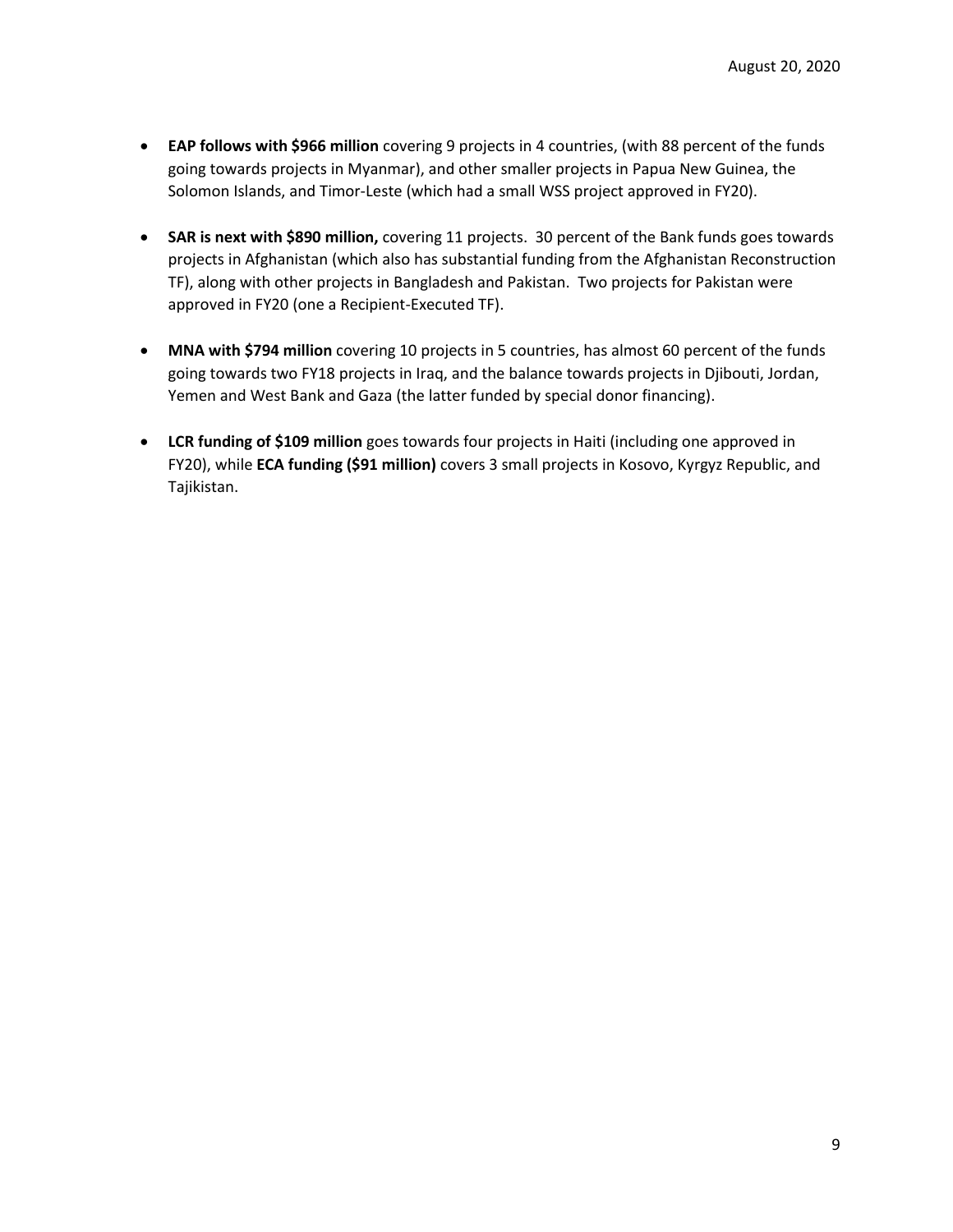- **EAP follows with $966 million** covering 9 projects in 4 countries, (with 88 percent of the funds going towards projects in Myanmar), and other smaller projects in Papua New Guinea, the Solomon Islands, and Timor-Leste (which had a small WSS project approved in FY20).

- **SAR is next with $890 million,** covering 11 projects. 30 percent of the Bank funds goes towards projects in Afghanistan (which also has substantial funding from the Afghanistan Reconstruction TF), along with other projects in Bangladesh and Pakistan. Two projects for Pakistan were approved in FY20 (one a Recipient-Executed TF).

- **MNA with $794 million** covering 10 projects in 5 countries, has almost 60 percent of the funds going towards two FY18 projects in Iraq, and the balance towards projects in Djibouti, Jordan, Yemen and West Bank and Gaza (the latter funded by special donor financing).

- **LCR funding of $109 million** goes towards four projects in Haiti (including one approved in FY20), while **ECA funding ($91 million)** covers 3 small projects in Kosovo, Kyrgyz Republic, and Tajikistan.